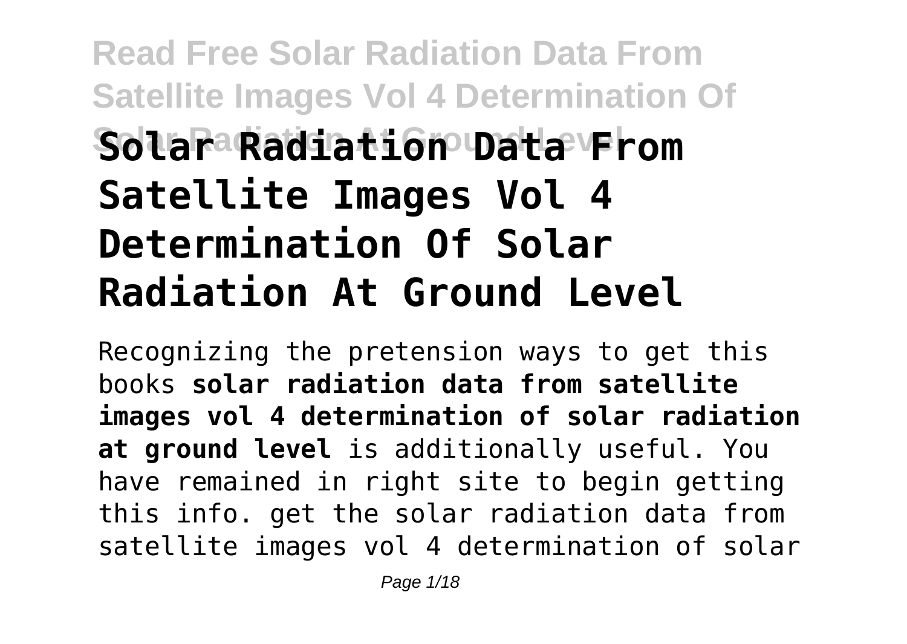# Solar Radiation Data From Satellite Images Vol 4 Determination Of Solar Radiation At Ground Level

Recognizing the pretension ways to get this books **solar radiation data from satellite images vol 4 determination of solar radiation at ground level** is additionally useful. You have remained in right site to begin getting this info. get the solar radiation data from satellite images vol 4 determination of solar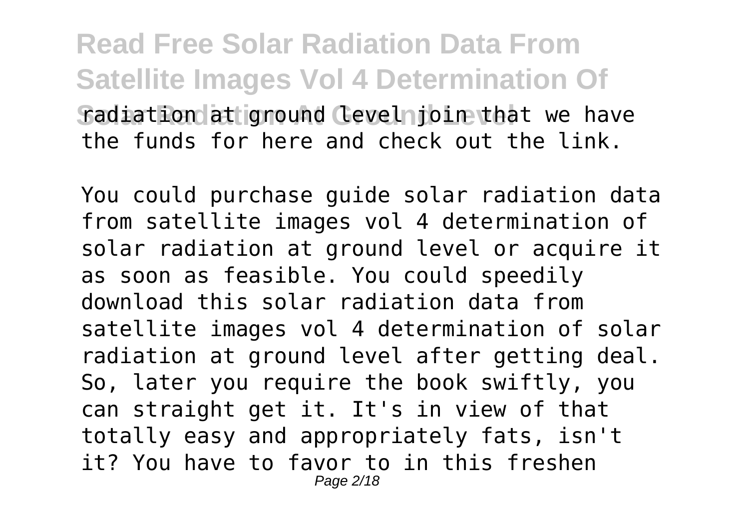radiation at ground level join that we have the funds for here and check out the link.

You could purchase guide solar radiation data from satellite images vol 4 determination of solar radiation at ground level or acquire it as soon as feasible. You could speedily download this solar radiation data from satellite images vol 4 determination of solar radiation at ground level after getting deal. So, later you require the book swiftly, you can straight get it. It's in view of that totally easy and appropriately fats, isn't it? You have to favor to in this freshen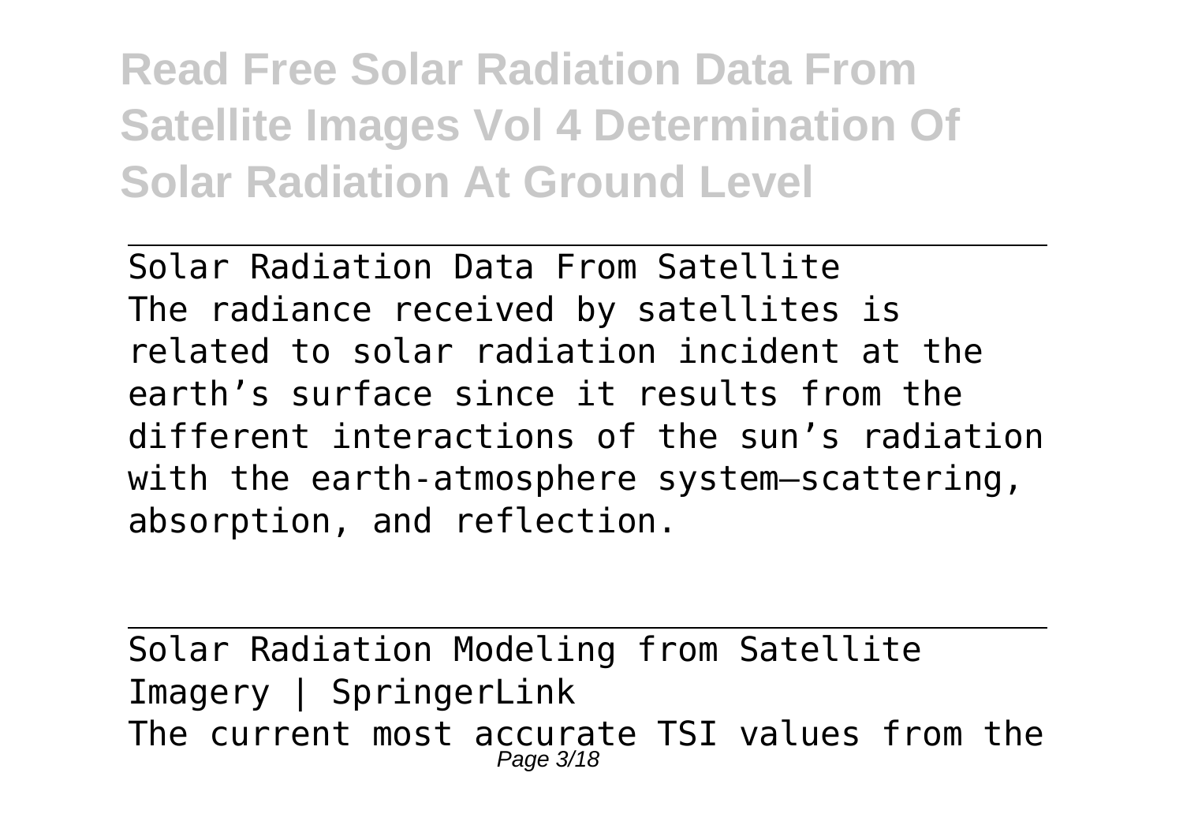# Read Free Solar Radiation Data From Satellite Images Vol 4 Determination Of Solar Radiation At Ground Level

Solar Radiation Data From Satellite
The radiance received by satellites is related to solar radiation incident at the earth's surface since it results from the different interactions of the sun's radiation with the earth-atmosphere system—scattering, absorption, and reflection.

Solar Radiation Modeling from Satellite Imagery | SpringerLink
The current most accurate TSI values from the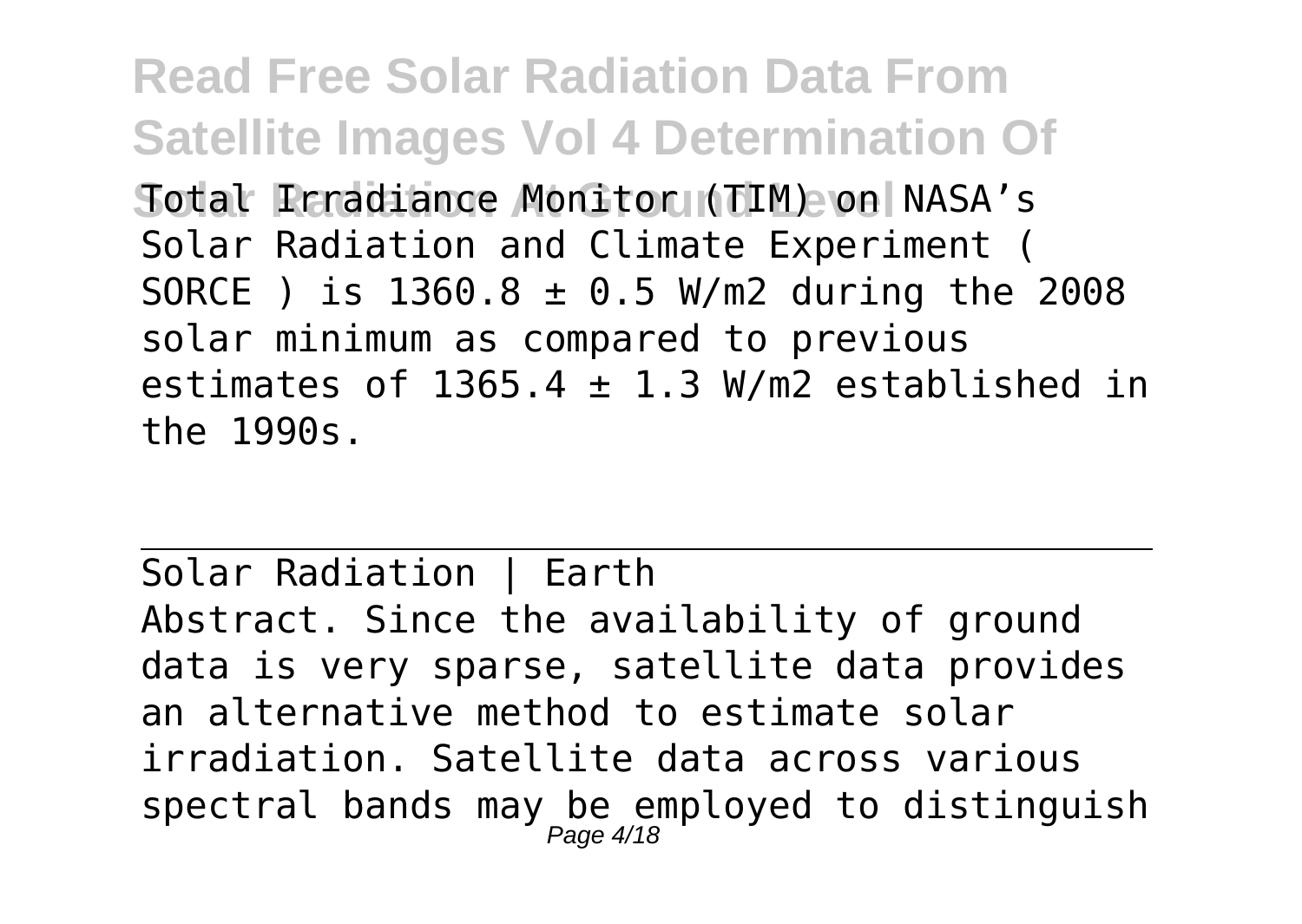Total Irradiance Monitor (TIM) on NASA's Solar Radiation and Climate Experiment ( SORCE ) is 1360.8 ± 0.5 W/m2 during the 2008 solar minimum as compared to previous estimates of 1365.4 ± 1.3 W/m2 established in the 1990s.

---

Solar Radiation | Earth

Abstract. Since the availability of ground data is very sparse, satellite data provides an alternative method to estimate solar irradiation. Satellite data across various spectral bands may be employed to distinguish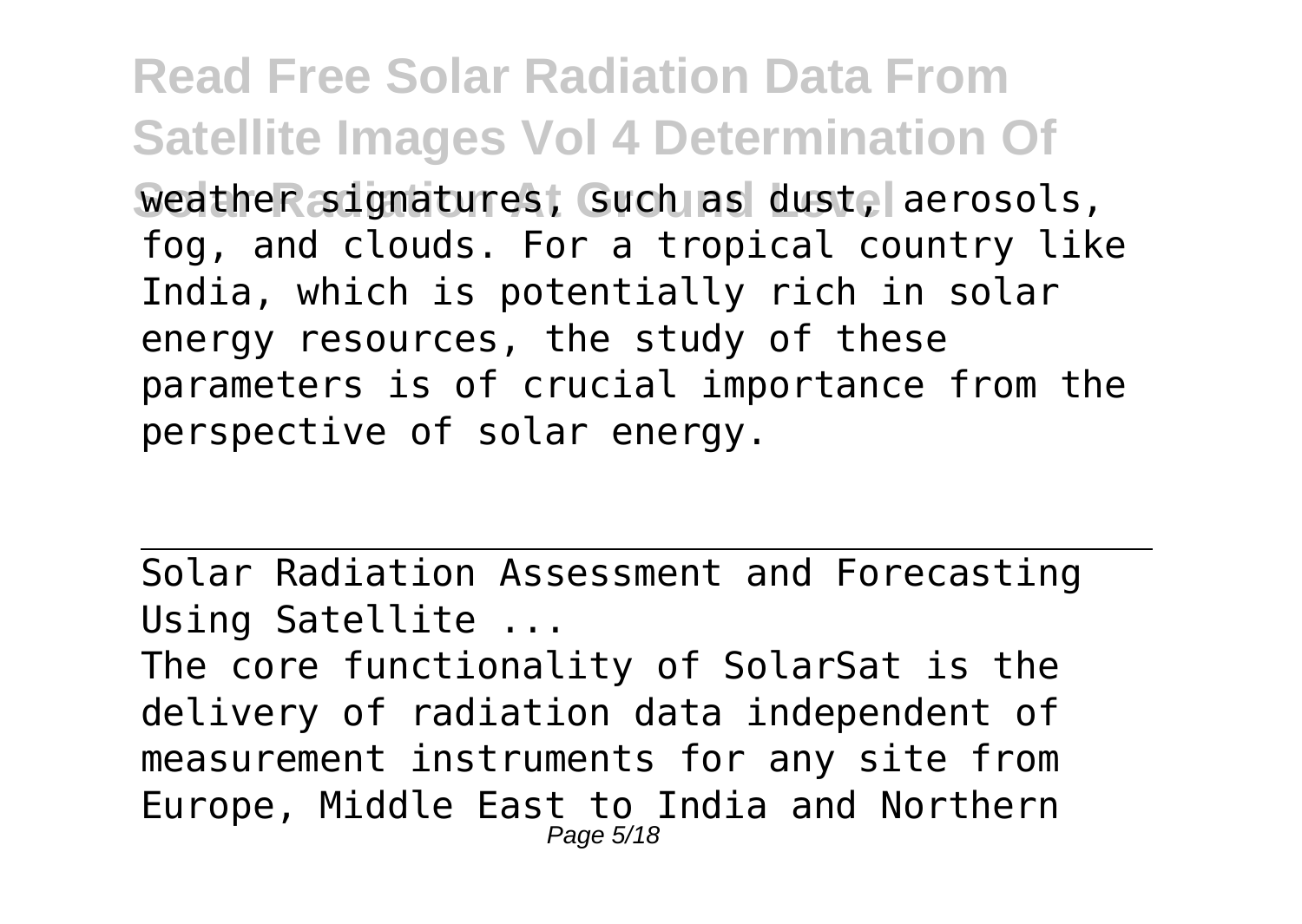weather signatures, such as dust, aerosols, fog, and clouds. For a tropical country like India, which is potentially rich in solar energy resources, the study of these parameters is of crucial importance from the perspective of solar energy.

---

Solar Radiation Assessment and Forecasting Using Satellite ...

The core functionality of SolarSat is the delivery of radiation data independent of measurement instruments for any site from Europe, Middle East to India and Northern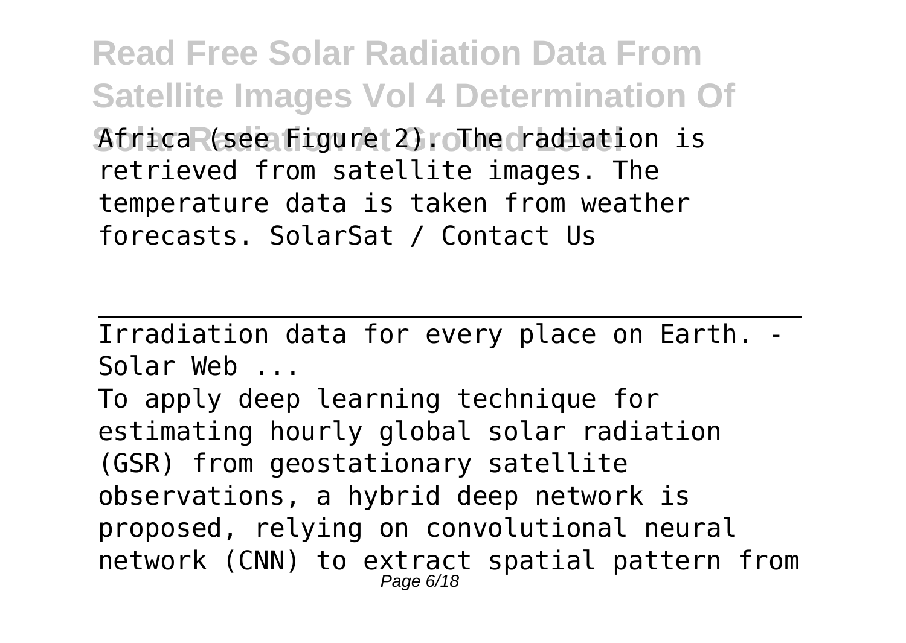Africa (see Figure 2). The radiation is retrieved from satellite images. The temperature data is taken from weather forecasts. SolarSat / Contact Us

---

Irradiation data for every place on Earth. - Solar Web ...

To apply deep learning technique for estimating hourly global solar radiation (GSR) from geostationary satellite observations, a hybrid deep network is proposed, relying on convolutional neural network (CNN) to extract spatial pattern from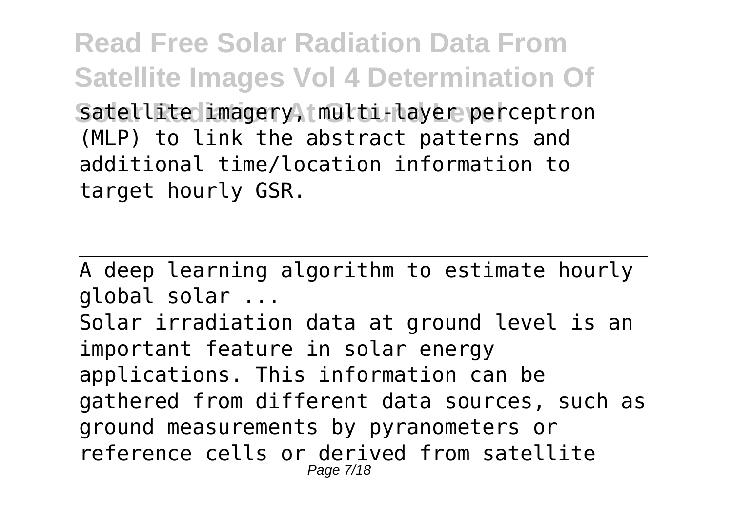satellite imagery, multi-layer perceptron (MLP) to link the abstract patterns and additional time/location information to target hourly GSR.

---

A deep learning algorithm to estimate hourly global solar ...

Solar irradiation data at ground level is an important feature in solar energy applications. This information can be gathered from different data sources, such as ground measurements by pyranometers or reference cells or derived from satellite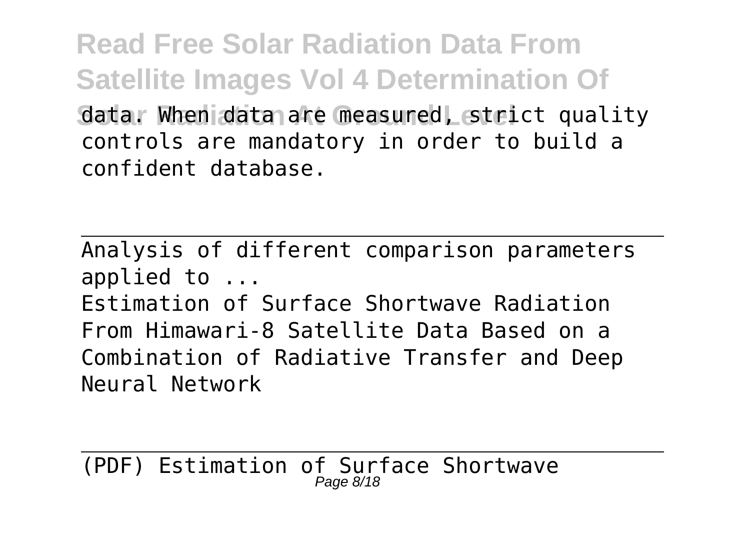data. When data are measured, strict quality controls are mandatory in order to build a confident database.

---

Analysis of different comparison parameters applied to ...

Estimation of Surface Shortwave Radiation From Himawari-8 Satellite Data Based on a Combination of Radiative Transfer and Deep Neural Network

---

(PDF) Estimation of Surface Shortwave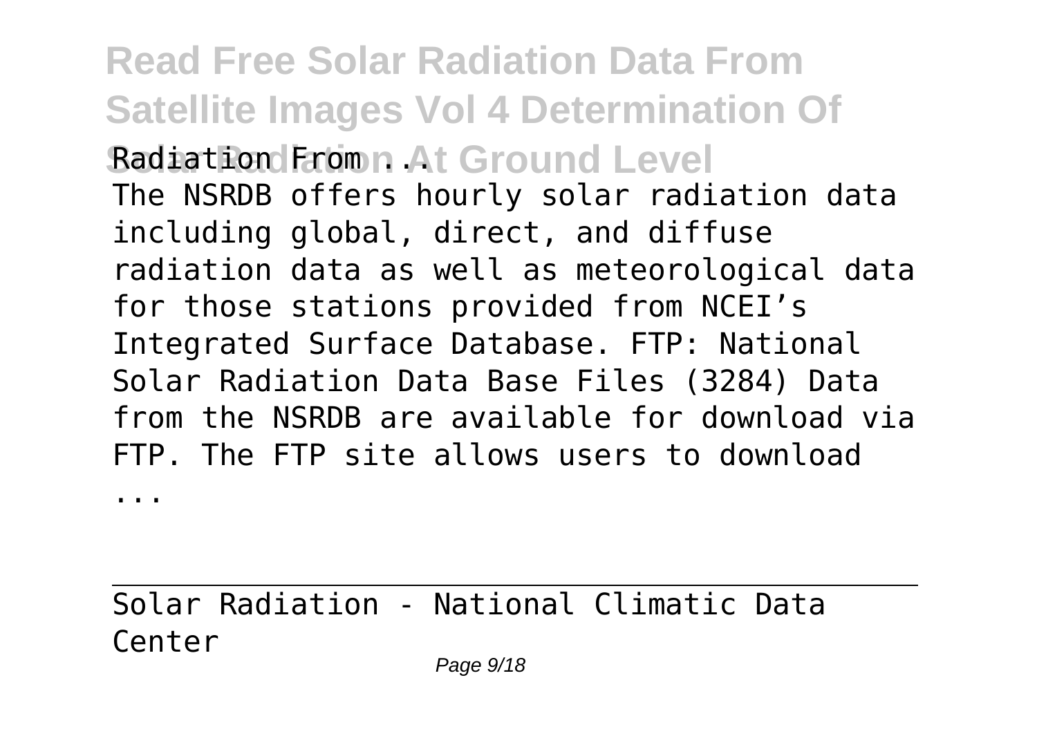The NSRDB offers hourly solar radiation data including global, direct, and diffuse radiation data as well as meteorological data for those stations provided from NCEI's Integrated Surface Database. FTP: National Solar Radiation Data Base Files (3284) Data from the NSRDB are available for download via FTP. The FTP site allows users to download ...

## Solar Radiation - National Climatic Data Center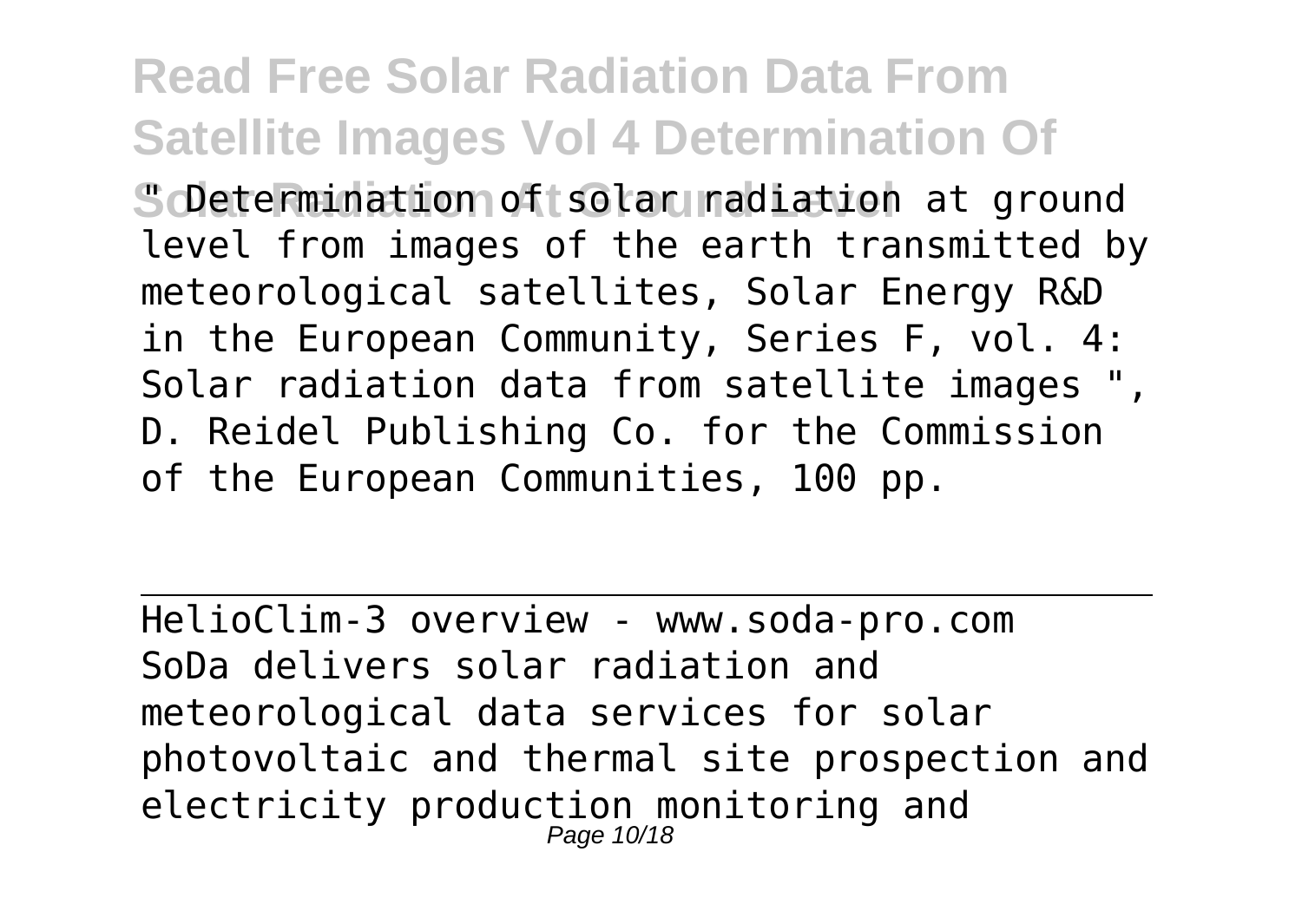" Determination of solar radiation at ground level from images of the earth transmitted by meteorological satellites, Solar Energy R&D in the European Community, Series F, vol. 4: Solar radiation data from satellite images ", D. Reidel Publishing Co. for the Commission of the European Communities, 100 pp.

---

HelioClim-3 overview - www.soda-pro.com

SoDa delivers solar radiation and meteorological data services for solar photovoltaic and thermal site prospection and electricity production monitoring and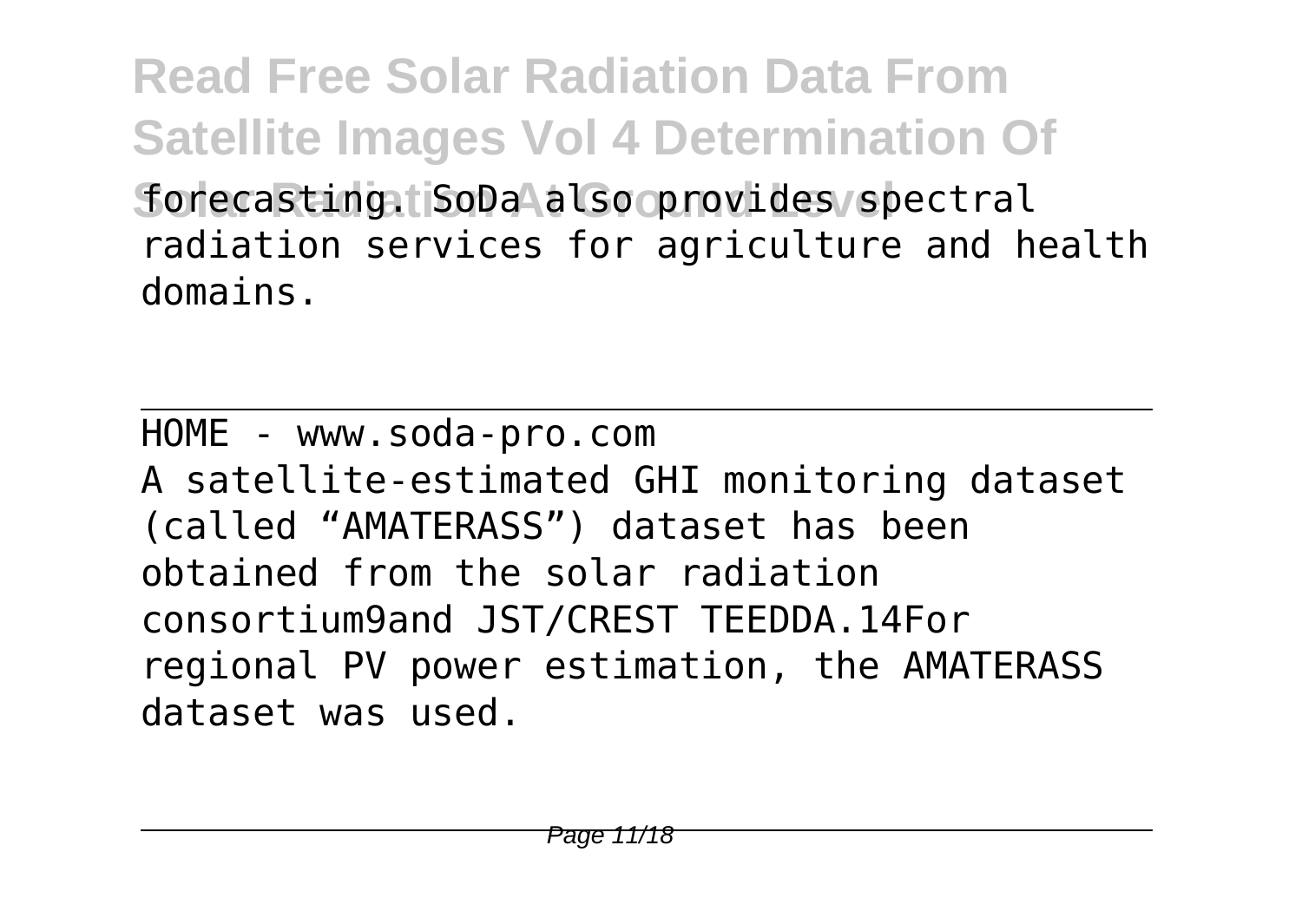forecasting. SoDa also provides spectral radiation services for agriculture and health domains.

HOME - www.soda-pro.com

A satellite-estimated GHI monitoring dataset (called “AMATERASS”) dataset has been obtained from the solar radiation consortium9and JST/CREST TEEDDA.14For regional PV power estimation, the AMATERASS dataset was used.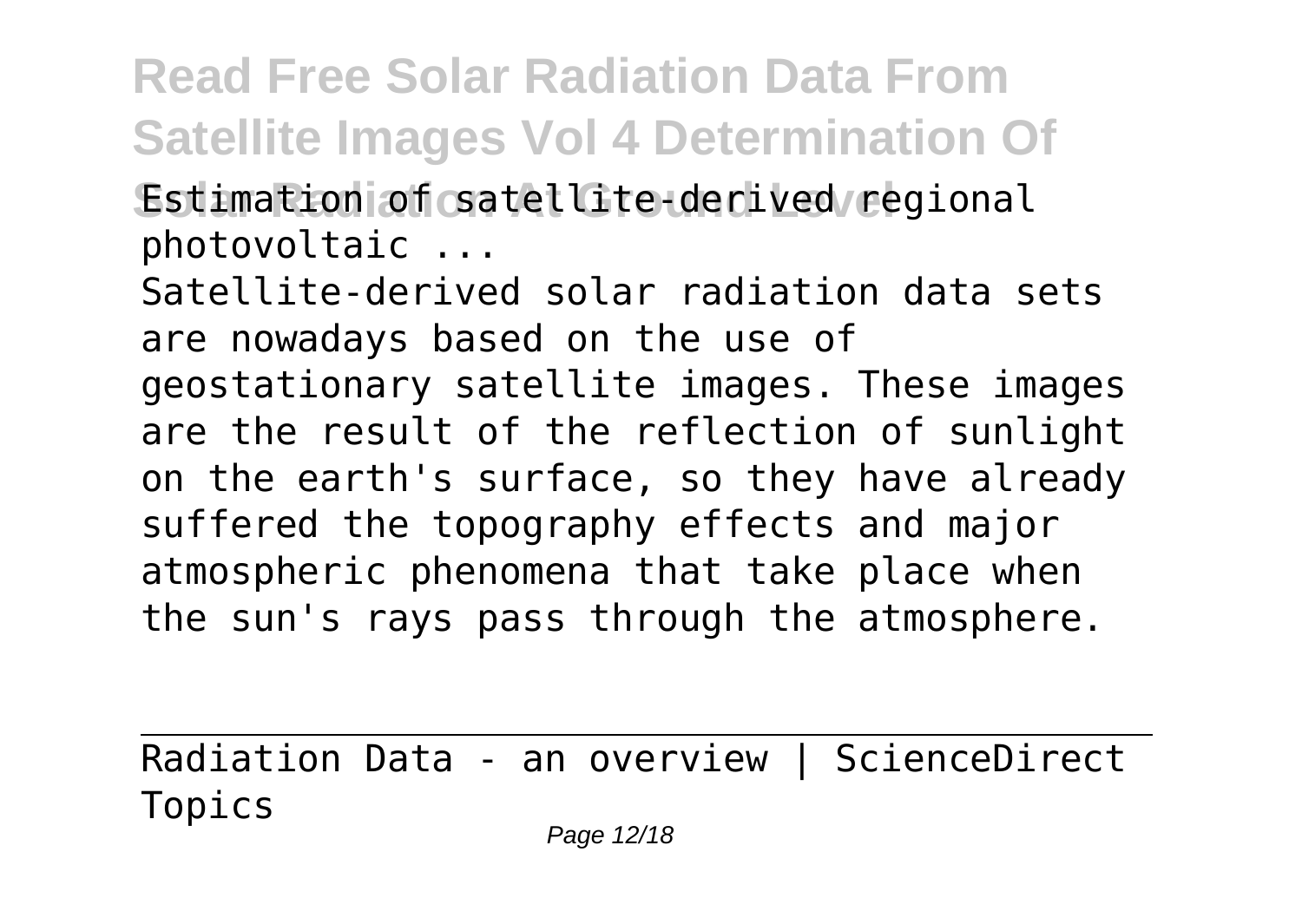Estimation of satellite-derived regional photovoltaic ...

Satellite-derived solar radiation data sets are nowadays based on the use of geostationary satellite images. These images are the result of the reflection of sunlight on the earth's surface, so they have already suffered the topography effects and major atmospheric phenomena that take place when the sun's rays pass through the atmosphere.

Radiation Data - an overview | ScienceDirect Topics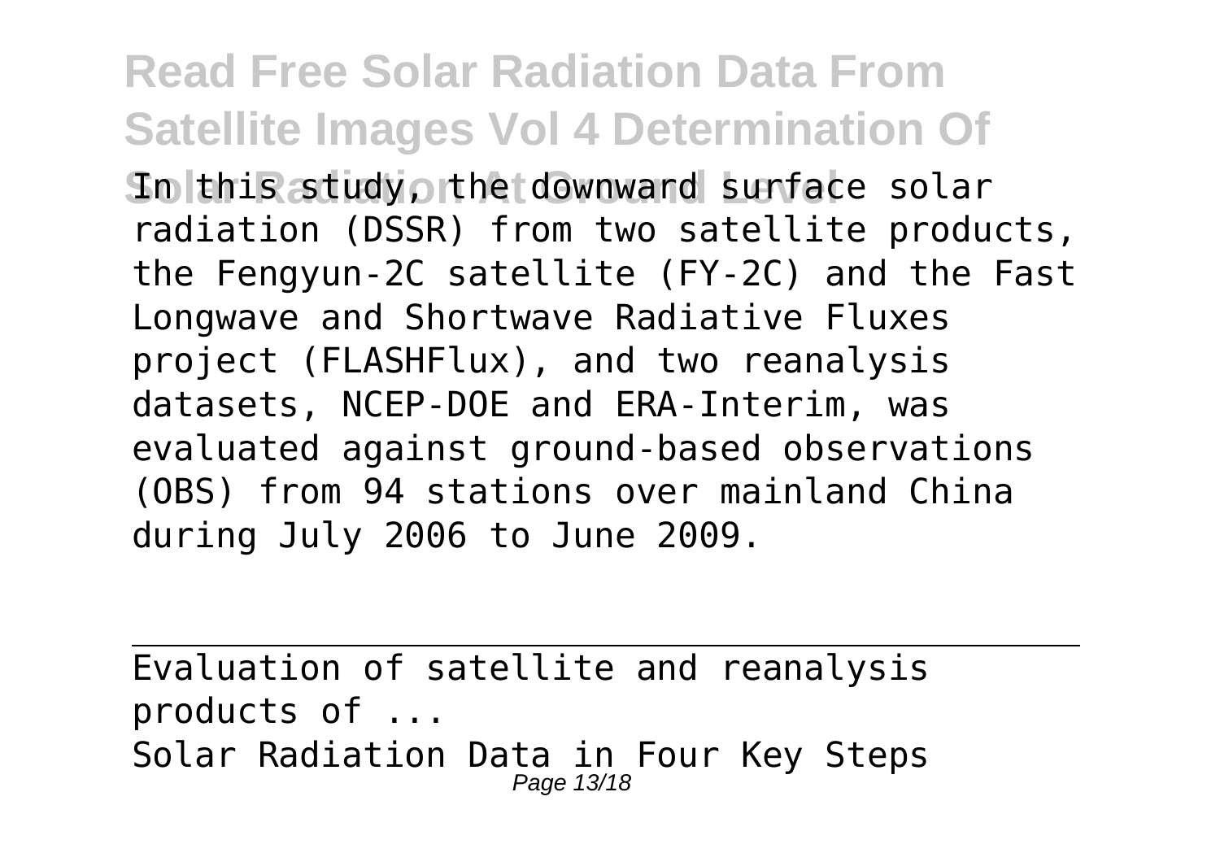In this study, the downward surface solar radiation (DSSR) from two satellite products, the Fengyun-2C satellite (FY-2C) and the Fast Longwave and Shortwave Radiative Fluxes project (FLASHFlux), and two reanalysis datasets, NCEP-DOE and ERA-Interim, was evaluated against ground-based observations (OBS) from 94 stations over mainland China during July 2006 to June 2009.

---

Evaluation of satellite and reanalysis products of ...

Solar Radiation Data in Four Key Steps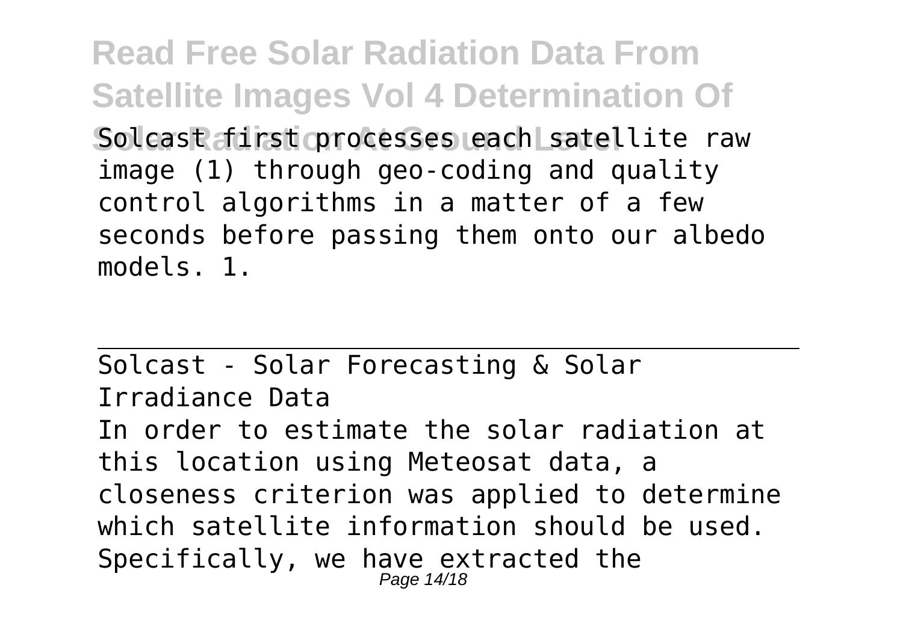Solcast first processes each satellite raw image (1) through geo-coding and quality control algorithms in a matter of a few seconds before passing them onto our albedo models. 1.

## Solcast - Solar Forecasting & Solar Irradiance Data

In order to estimate the solar radiation at this location using Meteosat data, a closeness criterion was applied to determine which satellite information should be used. Specifically, we have extracted the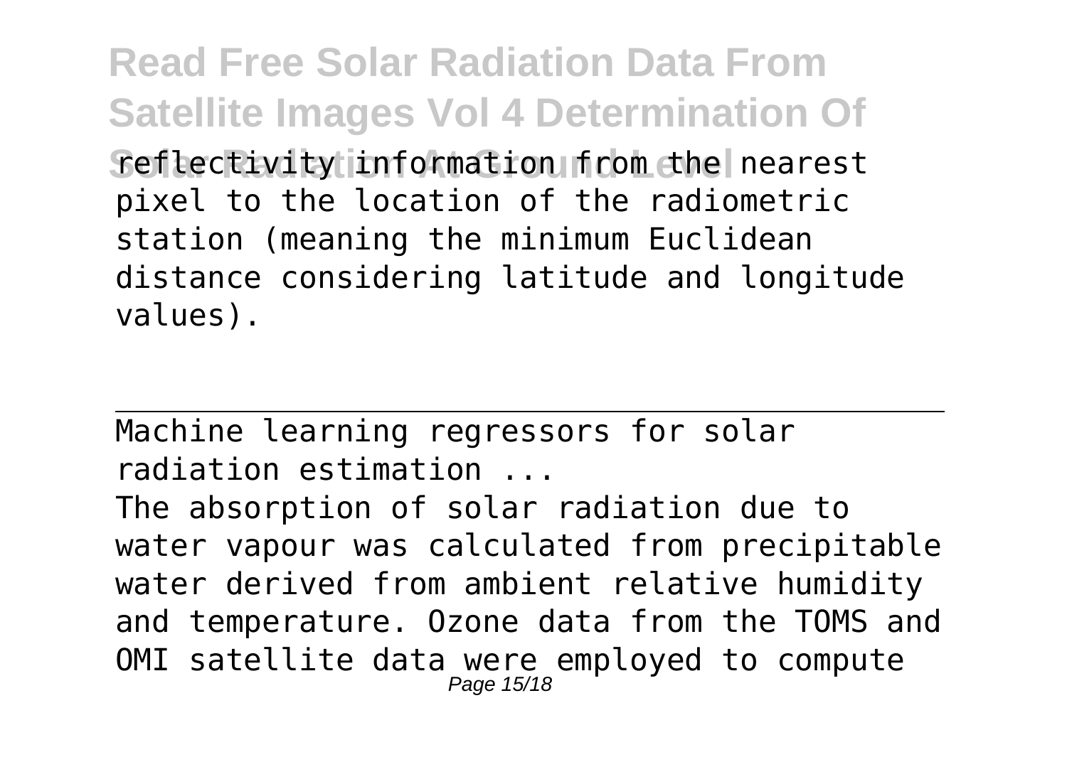reflectivity information from the nearest pixel to the location of the radiometric station (meaning the minimum Euclidean distance considering latitude and longitude values).

Machine learning regressors for solar radiation estimation ...

The absorption of solar radiation due to water vapour was calculated from precipitable water derived from ambient relative humidity and temperature. Ozone data from the TOMS and OMI satellite data were employed to compute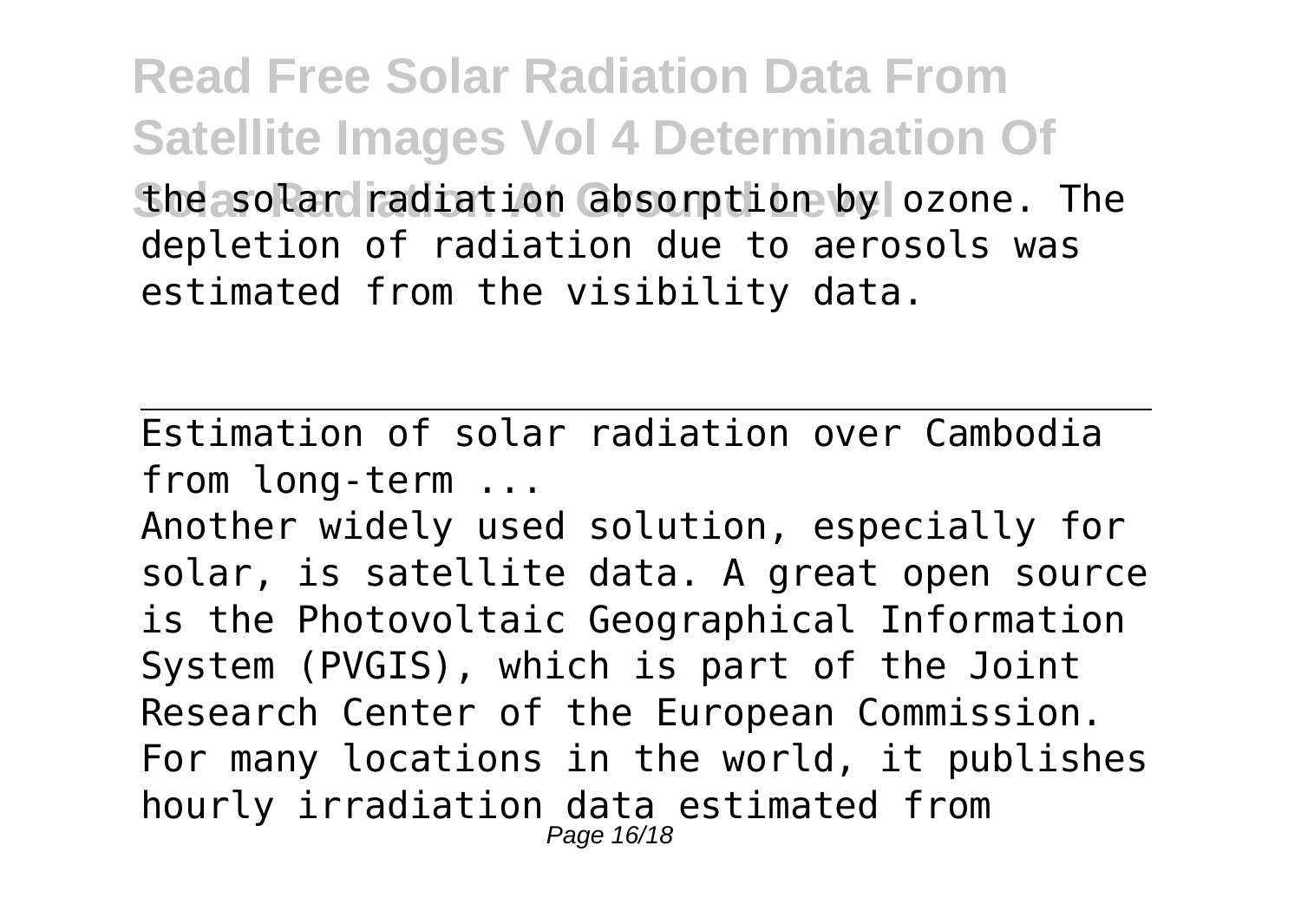the solar radiation absorption by ozone. The depletion of radiation due to aerosols was estimated from the visibility data.

---

Estimation of solar radiation over Cambodia from long-term ...

Another widely used solution, especially for solar, is satellite data. A great open source is the Photovoltaic Geographical Information System (PVGIS), which is part of the Joint Research Center of the European Commission. For many locations in the world, it publishes hourly irradiation data estimated from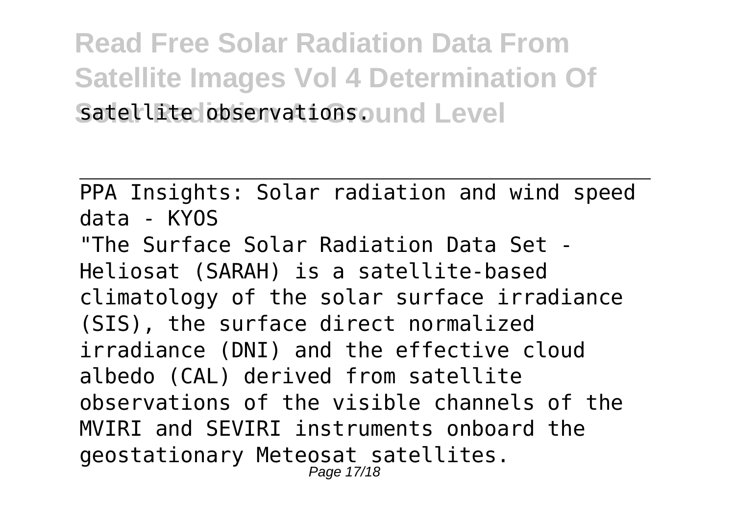satellite observations.

---

PPA Insights: Solar radiation and wind speed data - KYOS

"The Surface Solar Radiation Data Set - Heliosat (SARAH) is a satellite-based climatology of the solar surface irradiance (SIS), the surface direct normalized irradiance (DNI) and the effective cloud albedo (CAL) derived from satellite observations of the visible channels of the MVIRI and SEVIRI instruments onboard the geostationary Meteosat satellites.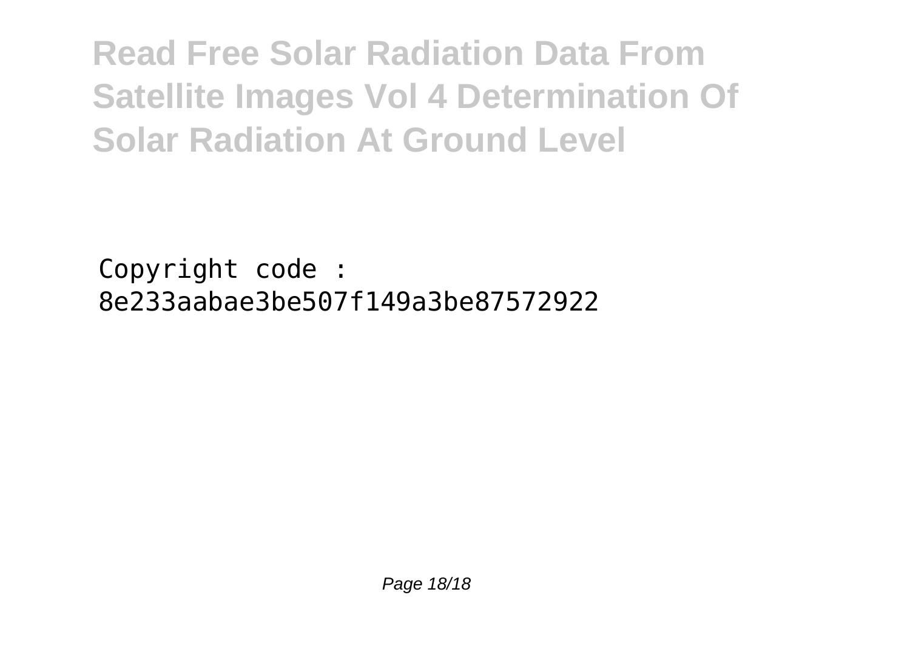Copyright code : 8e233aabae3be507f149a3be87572922